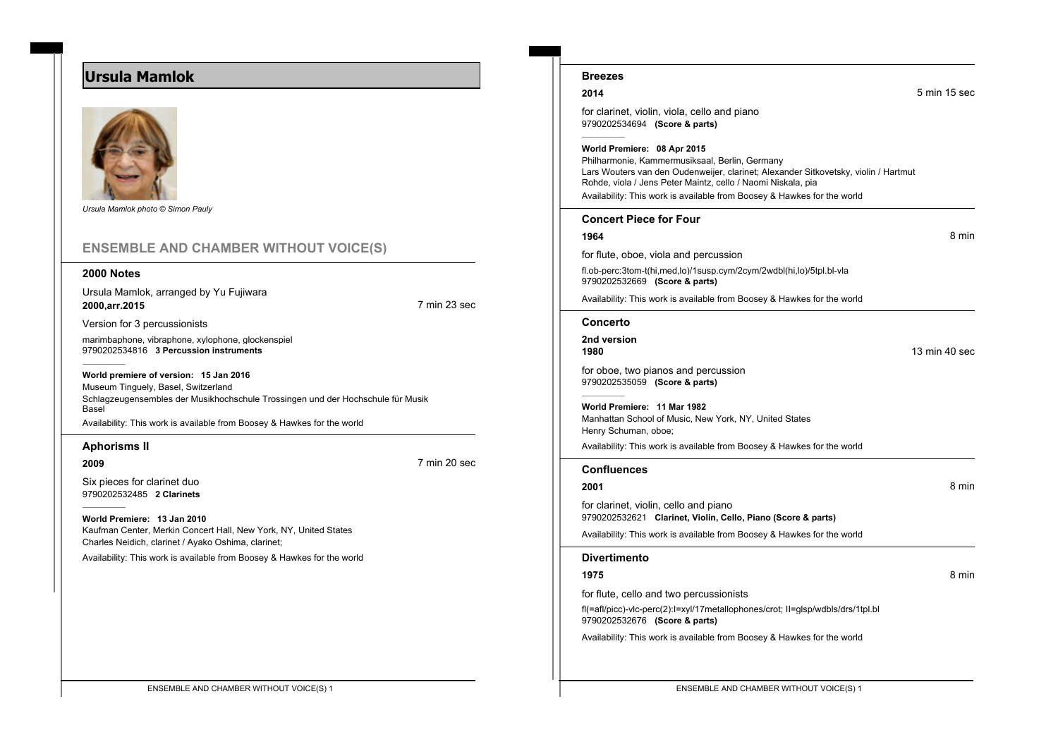# Ursula Mamlok

*Ursula Mamlok photo © Simon Pauly*

## ENSEMBLE AND CHAMBER WITHOUT VOICE(S)

### 2000 Notes

Ursula Mamlok, arranged by Yu Fujiwara

**2000,arr.2015** — 7 min 23 sec

Version for 3 percussionists

marimbaphone, vibraphone, xylophone, glockenspiel
9790202534816 **3 Percussion instruments**

**World premiere of version: 15 Jan 2016**
Museum Tinguely, Basel, Switzerland
Schlagzeugensembles der Musikhochschule Trossingen und der Hochschule für Musik Basel

Availability: This work is available from Boosey & Hawkes for the world

### Aphorisms II

**2009** — 7 min 20 sec

Six pieces for clarinet duo
9790202532485 **2 Clarinets**

**World Premiere: 13 Jan 2010**
Kaufman Center, Merkin Concert Hall, New York, NY, United States
Charles Neidich, clarinet / Ayako Oshima, clarinet;

Availability: This work is available from Boosey & Hawkes for the world

### Breezes

**2014** — 5 min 15 sec

for clarinet, violin, viola, cello and piano
9790202534694 **(Score & parts)**

**World Premiere: 08 Apr 2015**
Philharmonie, Kammermusiksaal, Berlin, Germany
Lars Wouters van den Oudenweijer, clarinet; Alexander Sitkovetsky, violin / Hartmut Rohde, viola / Jens Peter Maintz, cello / Naomi Niskala, pia

Availability: This work is available from Boosey & Hawkes for the world

### Concert Piece for Four

**1964** — 8 min

for flute, oboe, viola and percussion

fl.ob-perc:3tom-t(hi,med,lo)/1susp.cym/2cym/2wdbl(hi,lo)/5tpl.bl-vla
9790202532669 **(Score & parts)**

Availability: This work is available from Boosey & Hawkes for the world

### Concerto

**2nd version**
**1980** — 13 min 40 sec

for oboe, two pianos and percussion
9790202535059 **(Score & parts)**

**World Premiere: 11 Mar 1982**
Manhattan School of Music, New York, NY, United States
Henry Schuman, oboe;

Availability: This work is available from Boosey & Hawkes for the world

### Confluences

**2001** — 8 min

for clarinet, violin, cello and piano
9790202532621 **Clarinet, Violin, Cello, Piano (Score & parts)**

Availability: This work is available from Boosey & Hawkes for the world

### Divertimento

**1975** — 8 min

for flute, cello and two percussionists

fl(=afl/picc)-vlc-perc(2):I=xyl/17metallophones/crot; II=glsp/wdbls/drs/1tpl.bl
9790202532676 **(Score & parts)**

Availability: This work is available from Boosey & Hawkes for the world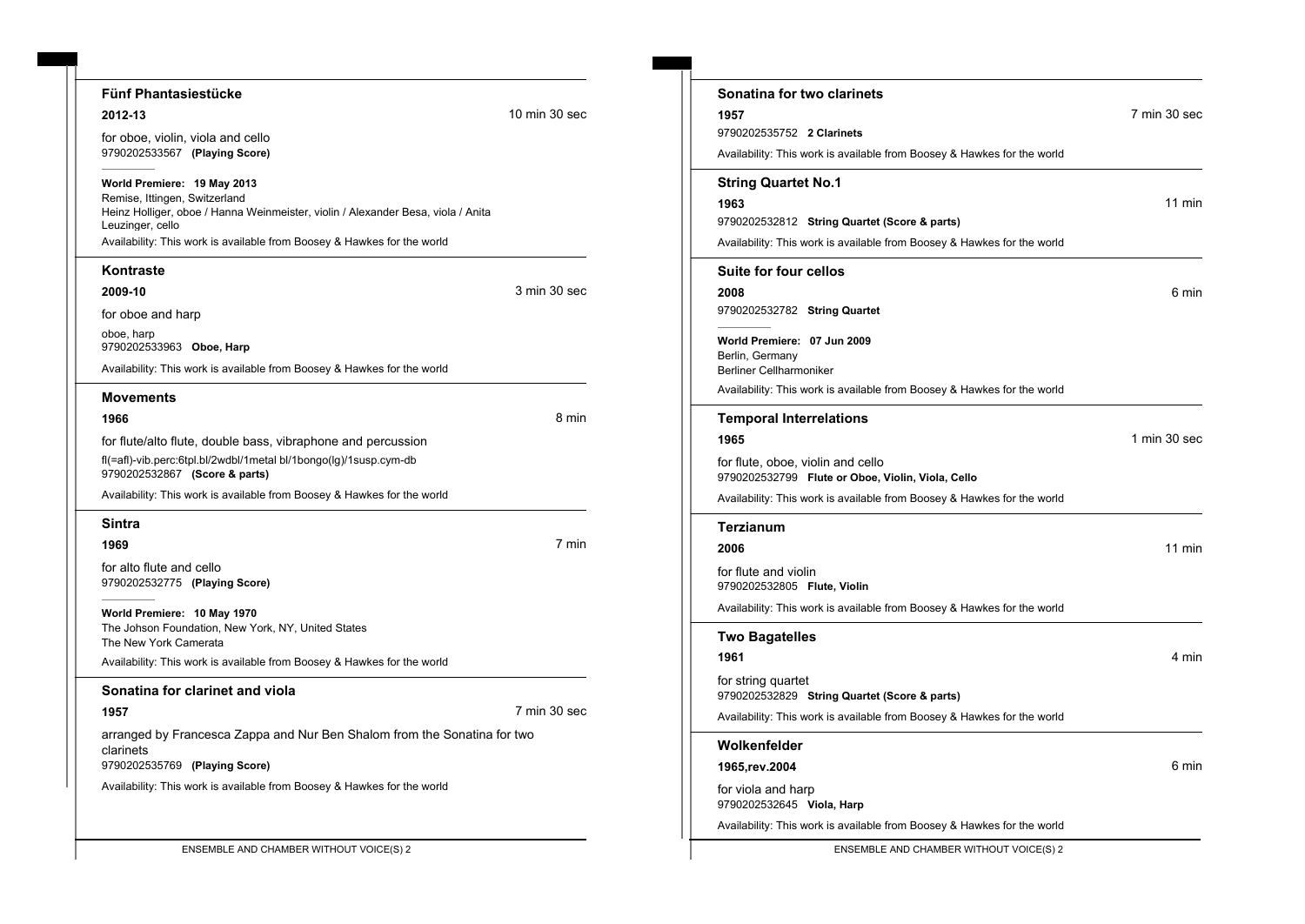## Fünf Phantasiestücke

**2012-13** — 10 min 30 sec

for oboe, violin, viola and cello
9790202533567 **(Playing Score)**

**World Premiere: 19 May 2013**
Remise, Ittingen, Switzerland
Heinz Holliger, oboe / Hanna Weinmeister, violin / Alexander Besa, viola / Anita Leuzinger, cello

Availability: This work is available from Boosey & Hawkes for the world

## Kontraste

**2009-10** — 3 min 30 sec

for oboe and harp

oboe, harp
9790202533963 **Oboe, Harp**

Availability: This work is available from Boosey & Hawkes for the world

## Movements

**1966** — 8 min

for flute/alto flute, double bass, vibraphone and percussion

fl(=afl)-vib.perc:6tpl.bl/2wdbl/1metal bl/1bongo(lg)/1susp.cym-db
9790202532867 **(Score & parts)**

Availability: This work is available from Boosey & Hawkes for the world

## Sintra

**1969** — 7 min

for alto flute and cello
9790202532775 **(Playing Score)**

**World Premiere: 10 May 1970**
The Johson Foundation, New York, NY, United States
The New York Camerata

Availability: This work is available from Boosey & Hawkes for the world

## Sonatina for clarinet and viola

**1957** — 7 min 30 sec

arranged by Francesca Zappa and Nur Ben Shalom from the Sonatina for two clarinets
9790202535769 **(Playing Score)**

Availability: This work is available from Boosey & Hawkes for the world

## Sonatina for two clarinets

**1957** — 7 min 30 sec

9790202535752 **2 Clarinets**

Availability: This work is available from Boosey & Hawkes for the world

## String Quartet No.1

**1963** — 11 min

9790202532812 **String Quartet (Score & parts)**

Availability: This work is available from Boosey & Hawkes for the world

## Suite for four cellos

**2008** — 6 min

9790202532782 **String Quartet**

**World Premiere: 07 Jun 2009**
Berlin, Germany
Berliner Cellharmoniker

Availability: This work is available from Boosey & Hawkes for the world

## Temporal Interrelations

**1965** — 1 min 30 sec

for flute, oboe, violin and cello
9790202532799 **Flute or Oboe, Violin, Viola, Cello**

Availability: This work is available from Boosey & Hawkes for the world

## Terzianum

**2006** — 11 min

for flute and violin
9790202532805 **Flute, Violin**

Availability: This work is available from Boosey & Hawkes for the world

## Two Bagatelles

**1961** — 4 min

for string quartet
9790202532829 **String Quartet (Score & parts)**

Availability: This work is available from Boosey & Hawkes for the world

## Wolkenfelder

**1965,rev.2004** — 6 min

for viola and harp
9790202532645 **Viola, Harp**

Availability: This work is available from Boosey & Hawkes for the world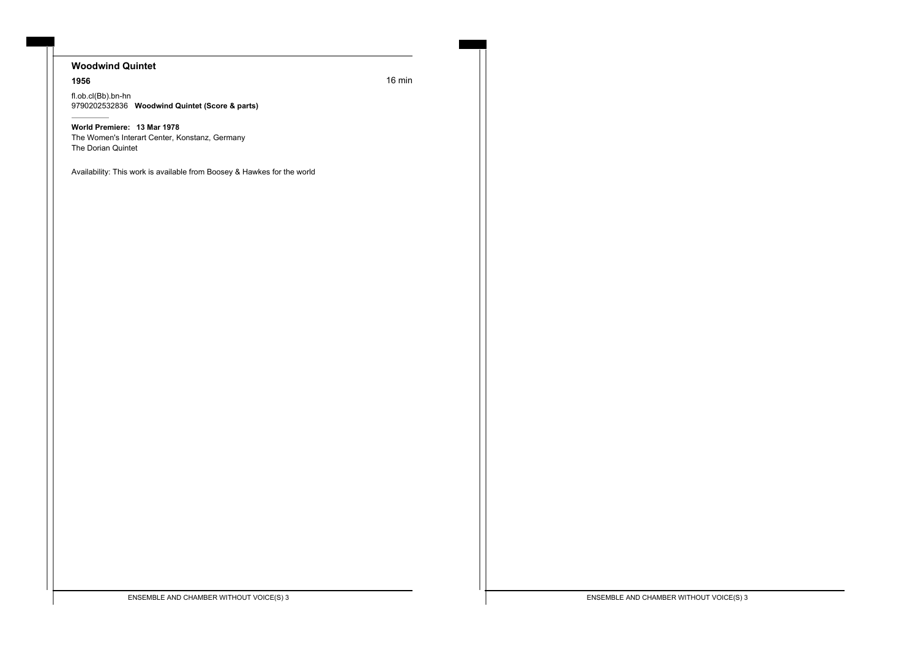## Woodwind Quintet

**1956** 16 min

fl.ob.cl(Bb).bn-hn
9790202532836 **Woodwind Quintet (Score & parts)**

**World Premiere: 13 Mar 1978**
The Women's Interart Center, Konstanz, Germany
The Dorian Quintet

Availability: This work is available from Boosey & Hawkes for the world